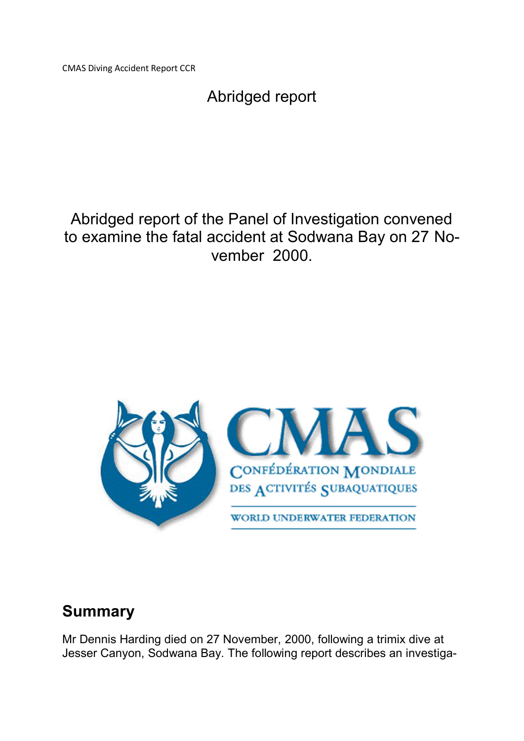Abridged report

Abridged report of the Panel of Investigation convened to examine the fatal accident at Sodwana Bay on 27 November 2000.

## Summary

Mr Dennis Harding died on 27 November, 2000, following a trimix dive at Jesser Canyon, Sodwana Bay. The following report describes an investiga-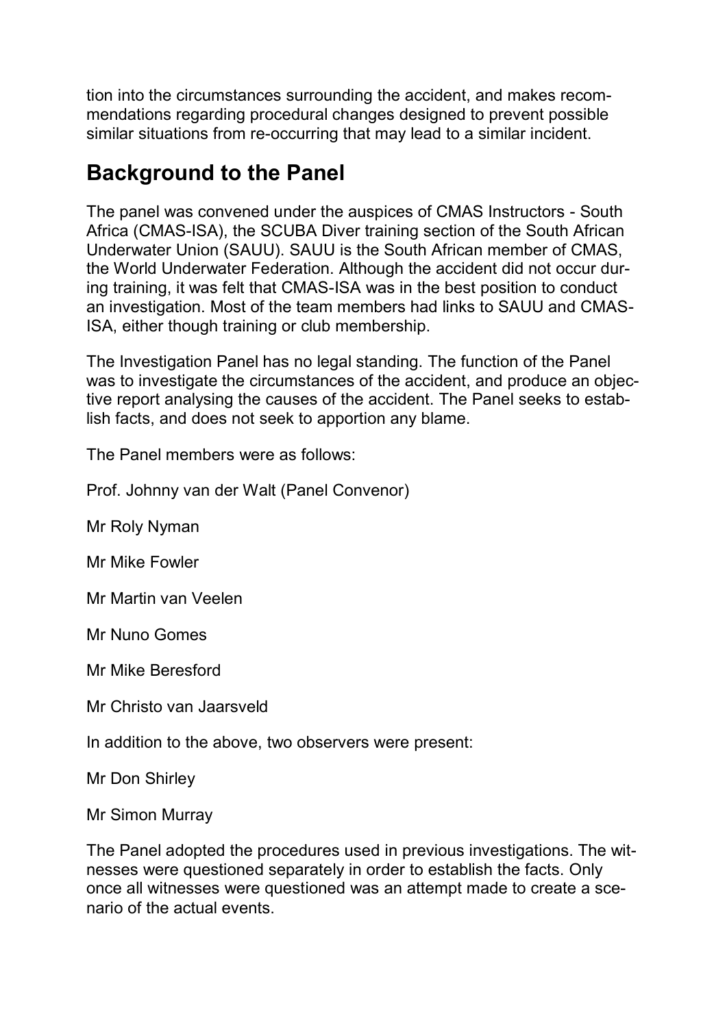tion into the circumstances surrounding the accident, and makes recommendations regarding procedural changes designed to prevent possible similar situations from re-occurring that may lead to a similar incident.

## Background to the Panel

The panel was convened under the auspices of CMAS Instructors - South Africa (CMAS-ISA), the SCUBA Diver training section of the South African Underwater Union (SAUU). SAUU is the South African member of CMAS, the World Underwater Federation. Although the accident did not occur during training, it was felt that CMAS-ISA was in the best position to conduct an investigation. Most of the team members had links to SAUU and CMAS-ISA, either though training or club membership.

The Investigation Panel has no legal standing. The function of the Panel was to investigate the circumstances of the accident, and produce an objective report analysing the causes of the accident. The Panel seeks to establish facts, and does not seek to apportion any blame.

The Panel members were as follows:

Prof. Johnny van der Walt (Panel Convenor)

Mr Roly Nyman

Mr Mike Fowler

Mr Martin van Veelen

Mr Nuno Gomes

Mr Mike Beresford

Mr Christo van Jaarsveld

In addition to the above, two observers were present:

Mr Don Shirley

Mr Simon Murray

The Panel adopted the procedures used in previous investigations. The witnesses were questioned separately in order to establish the facts. Only once all witnesses were questioned was an attempt made to create a scenario of the actual events.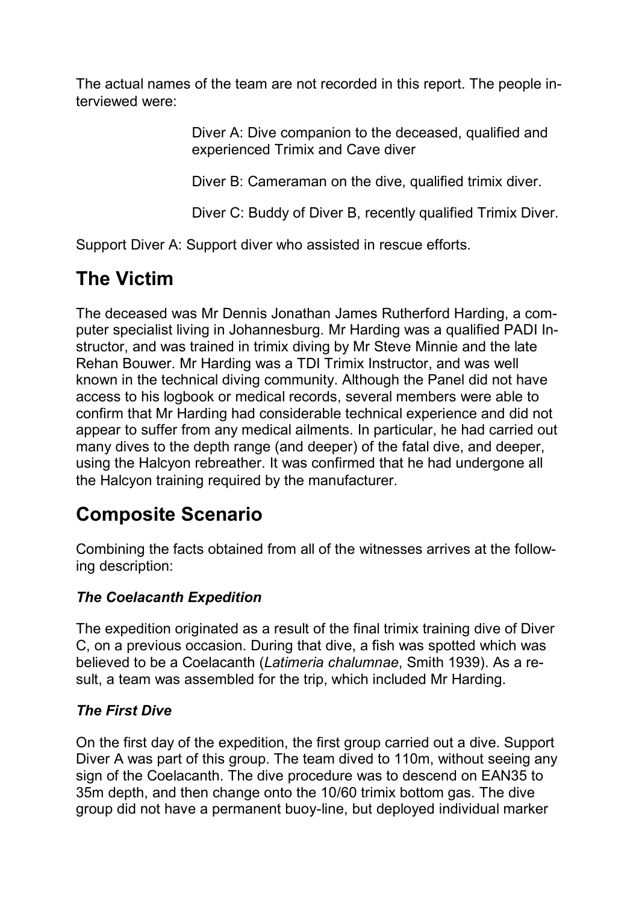The actual names of the team are not recorded in this report. The people interviewed were:

> Diver A: Dive companion to the deceased, qualified and experienced Trimix and Cave diver
>
> Diver B: Cameraman on the dive, qualified trimix diver.
>
> Diver C: Buddy of Diver B, recently qualified Trimix Diver.

Support Diver A: Support diver who assisted in rescue efforts.

## The Victim

The deceased was Mr Dennis Jonathan James Rutherford Harding, a computer specialist living in Johannesburg. Mr Harding was a qualified PADI Instructor, and was trained in trimix diving by Mr Steve Minnie and the late Rehan Bouwer. Mr Harding was a TDI Trimix Instructor, and was well known in the technical diving community. Although the Panel did not have access to his logbook or medical records, several members were able to confirm that Mr Harding had considerable technical experience and did not appear to suffer from any medical ailments. In particular, he had carried out many dives to the depth range (and deeper) of the fatal dive, and deeper, using the Halcyon rebreather. It was confirmed that he had undergone all the Halcyon training required by the manufacturer.

## Composite Scenario

Combining the facts obtained from all of the witnesses arrives at the following description:

### *The Coelacanth Expedition*

The expedition originated as a result of the final trimix training dive of Diver C, on a previous occasion. During that dive, a fish was spotted which was believed to be a Coelacanth (*Latimeria chalumnae*, Smith 1939). As a result, a team was assembled for the trip, which included Mr Harding.

### *The First Dive*

On the first day of the expedition, the first group carried out a dive. Support Diver A was part of this group. The team dived to 110m, without seeing any sign of the Coelacanth. The dive procedure was to descend on EAN35 to 35m depth, and then change onto the 10/60 trimix bottom gas. The dive group did not have a permanent buoy-line, but deployed individual marker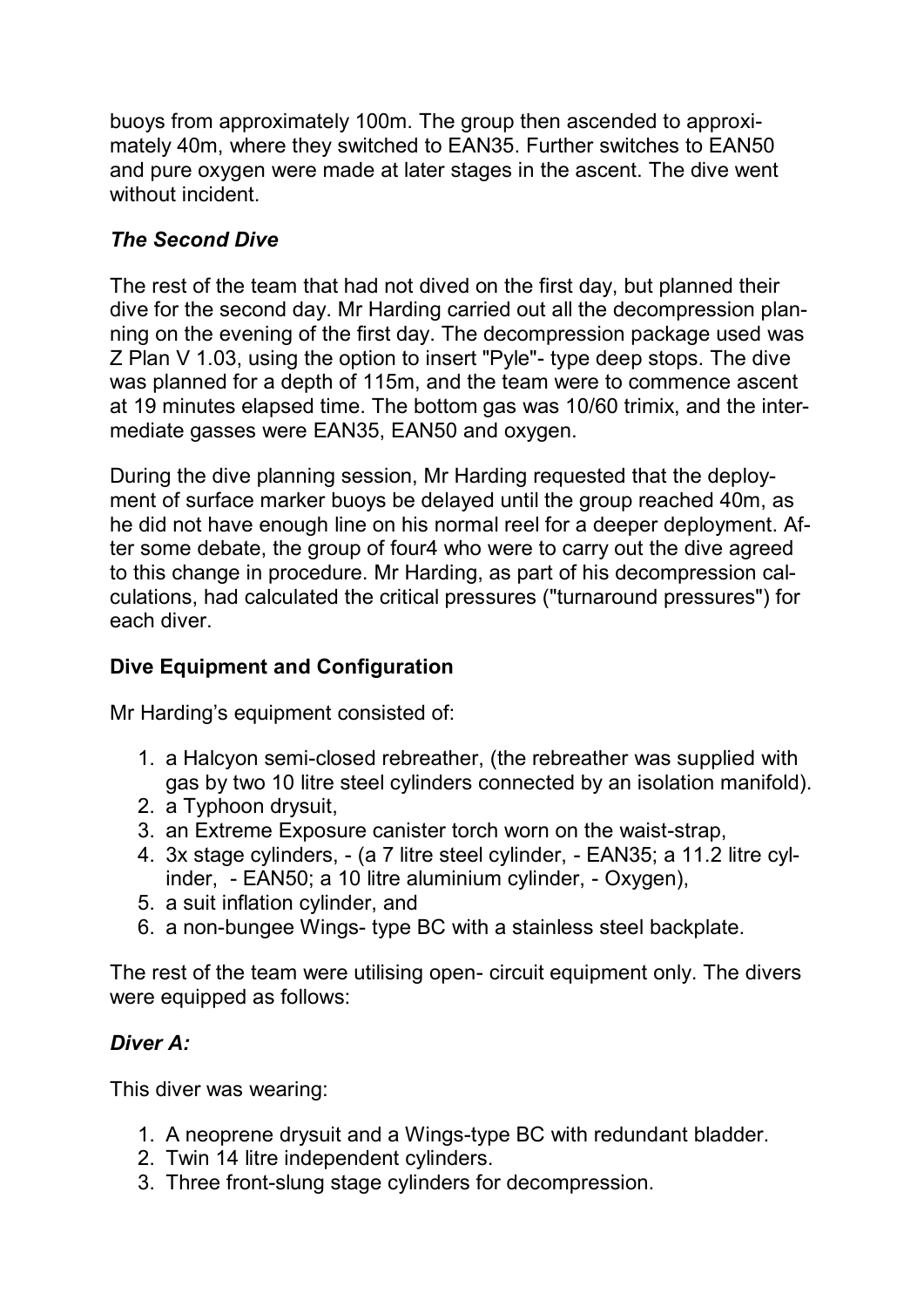buoys from approximately 100m. The group then ascended to approximately 40m, where they switched to EAN35. Further switches to EAN50 and pure oxygen were made at later stages in the ascent. The dive went without incident.

### *The Second Dive*

The rest of the team that had not dived on the first day, but planned their dive for the second day. Mr Harding carried out all the decompression planning on the evening of the first day. The decompression package used was Z Plan V 1.03, using the option to insert "Pyle"- type deep stops. The dive was planned for a depth of 115m, and the team were to commence ascent at 19 minutes elapsed time. The bottom gas was 10/60 trimix, and the intermediate gasses were EAN35, EAN50 and oxygen.

During the dive planning session, Mr Harding requested that the deployment of surface marker buoys be delayed until the group reached 40m, as he did not have enough line on his normal reel for a deeper deployment. After some debate, the group of four4 who were to carry out the dive agreed to this change in procedure. Mr Harding, as part of his decompression calculations, had calculated the critical pressures ("turnaround pressures") for each diver.

## **Dive Equipment and Configuration**

Mr Harding's equipment consisted of:

1. a Halcyon semi-closed rebreather, (the rebreather was supplied with gas by two 10 litre steel cylinders connected by an isolation manifold).
2. a Typhoon drysuit,
3. an Extreme Exposure canister torch worn on the waist-strap,
4. 3x stage cylinders, - (a 7 litre steel cylinder, - EAN35; a 11.2 litre cylinder, - EAN50; a 10 litre aluminium cylinder, - Oxygen),
5. a suit inflation cylinder, and
6. a non-bungee Wings- type BC with a stainless steel backplate.

The rest of the team were utilising open- circuit equipment only. The divers were equipped as follows:

### *Diver A:*

This diver was wearing:

1. A neoprene drysuit and a Wings-type BC with redundant bladder.
2. Twin 14 litre independent cylinders.
3. Three front-slung stage cylinders for decompression.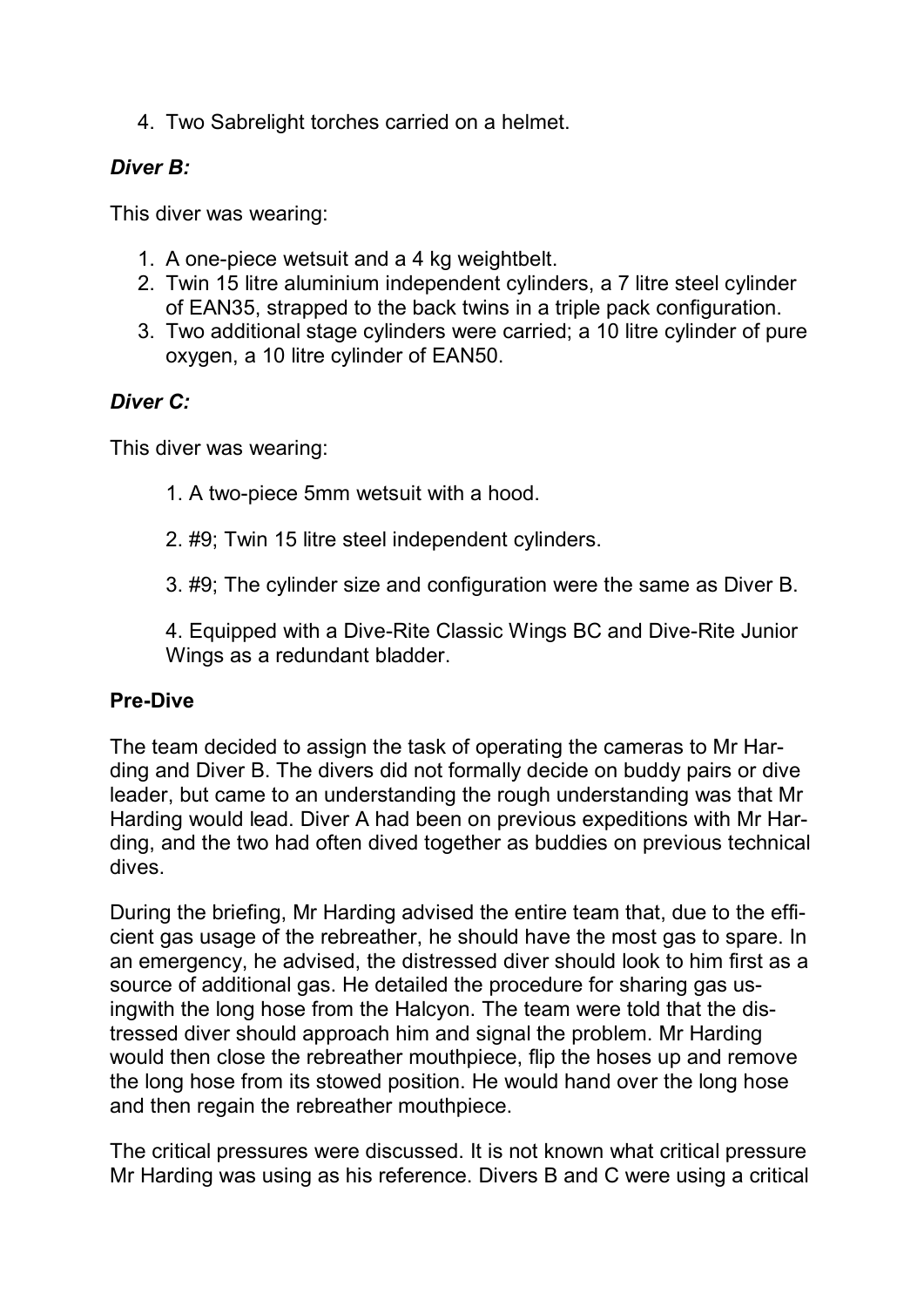4. Two Sabrelight torches carried on a helmet.

### *Diver B:*

This diver was wearing:

1. A one-piece wetsuit and a 4 kg weightbelt.
2. Twin 15 litre aluminium independent cylinders, a 7 litre steel cylinder of EAN35, strapped to the back twins in a triple pack configuration.
3. Two additional stage cylinders were carried; a 10 litre cylinder of pure oxygen, a 10 litre cylinder of EAN50.

### *Diver C:*

This diver was wearing:

1. A two-piece 5mm wetsuit with a hood.

2. #9; Twin 15 litre steel independent cylinders.

3. #9; The cylinder size and configuration were the same as Diver B.

4. Equipped with a Dive-Rite Classic Wings BC and Dive-Rite Junior Wings as a redundant bladder.

### Pre-Dive

The team decided to assign the task of operating the cameras to Mr Harding and Diver B. The divers did not formally decide on buddy pairs or dive leader, but came to an understanding the rough understanding was that Mr Harding would lead. Diver A had been on previous expeditions with Mr Harding, and the two had often dived together as buddies on previous technical dives.

During the briefing, Mr Harding advised the entire team that, due to the efficient gas usage of the rebreather, he should have the most gas to spare. In an emergency, he advised, the distressed diver should look to him first as a source of additional gas. He detailed the procedure for sharing gas usingwith the long hose from the Halcyon. The team were told that the distressed diver should approach him and signal the problem. Mr Harding would then close the rebreather mouthpiece, flip the hoses up and remove the long hose from its stowed position. He would hand over the long hose and then regain the rebreather mouthpiece.

The critical pressures were discussed. It is not known what critical pressure Mr Harding was using as his reference. Divers B and C were using a critical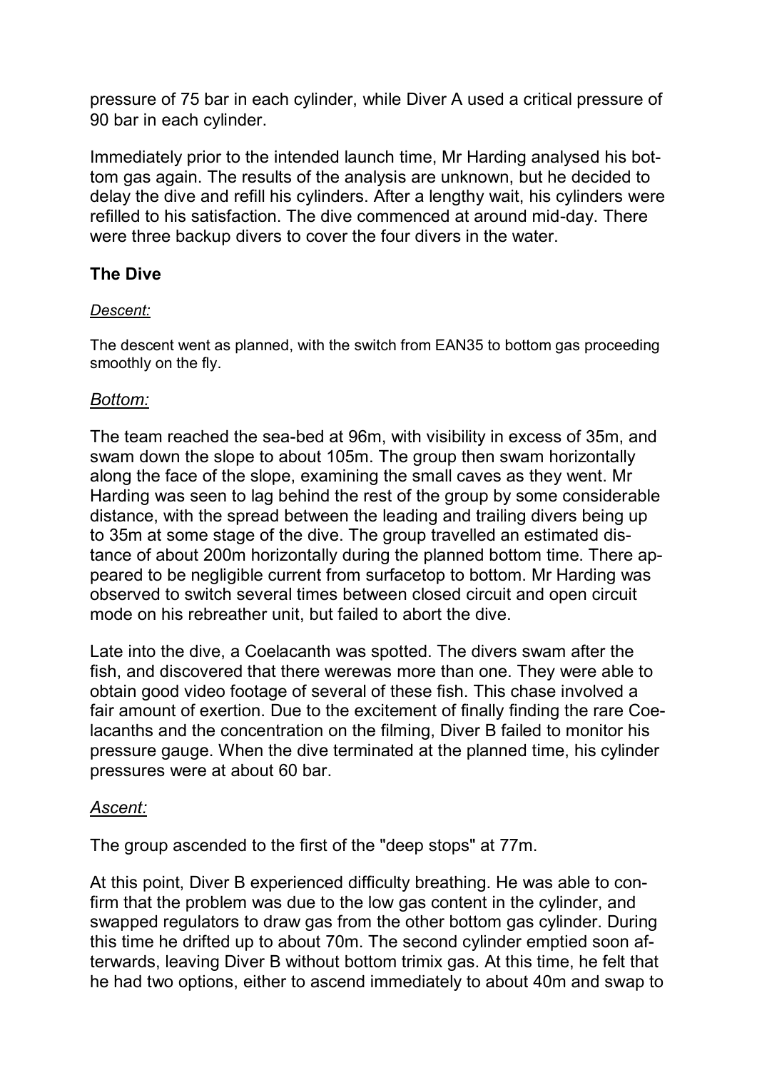pressure of 75 bar in each cylinder, while Diver A used a critical pressure of 90 bar in each cylinder.

Immediately prior to the intended launch time, Mr Harding analysed his bottom gas again. The results of the analysis are unknown, but he decided to delay the dive and refill his cylinders. After a lengthy wait, his cylinders were refilled to his satisfaction. The dive commenced at around mid-day. There were three backup divers to cover the four divers in the water.

### The Dive

#### *Descent:*

The descent went as planned, with the switch from EAN35 to bottom gas proceeding smoothly on the fly.

#### *Bottom:*

The team reached the sea-bed at 96m, with visibility in excess of 35m, and swam down the slope to about 105m. The group then swam horizontally along the face of the slope, examining the small caves as they went. Mr Harding was seen to lag behind the rest of the group by some considerable distance, with the spread between the leading and trailing divers being up to 35m at some stage of the dive. The group travelled an estimated distance of about 200m horizontally during the planned bottom time. There appeared to be negligible current from surfacetop to bottom. Mr Harding was observed to switch several times between closed circuit and open circuit mode on his rebreather unit, but failed to abort the dive.

Late into the dive, a Coelacanth was spotted. The divers swam after the fish, and discovered that there werewas more than one. They were able to obtain good video footage of several of these fish. This chase involved a fair amount of exertion. Due to the excitement of finally finding the rare Coelacanths and the concentration on the filming, Diver B failed to monitor his pressure gauge. When the dive terminated at the planned time, his cylinder pressures were at about 60 bar.

#### *Ascent:*

The group ascended to the first of the "deep stops" at 77m.

At this point, Diver B experienced difficulty breathing. He was able to confirm that the problem was due to the low gas content in the cylinder, and swapped regulators to draw gas from the other bottom gas cylinder. During this time he drifted up to about 70m. The second cylinder emptied soon afterwards, leaving Diver B without bottom trimix gas. At this time, he felt that he had two options, either to ascend immediately to about 40m and swap to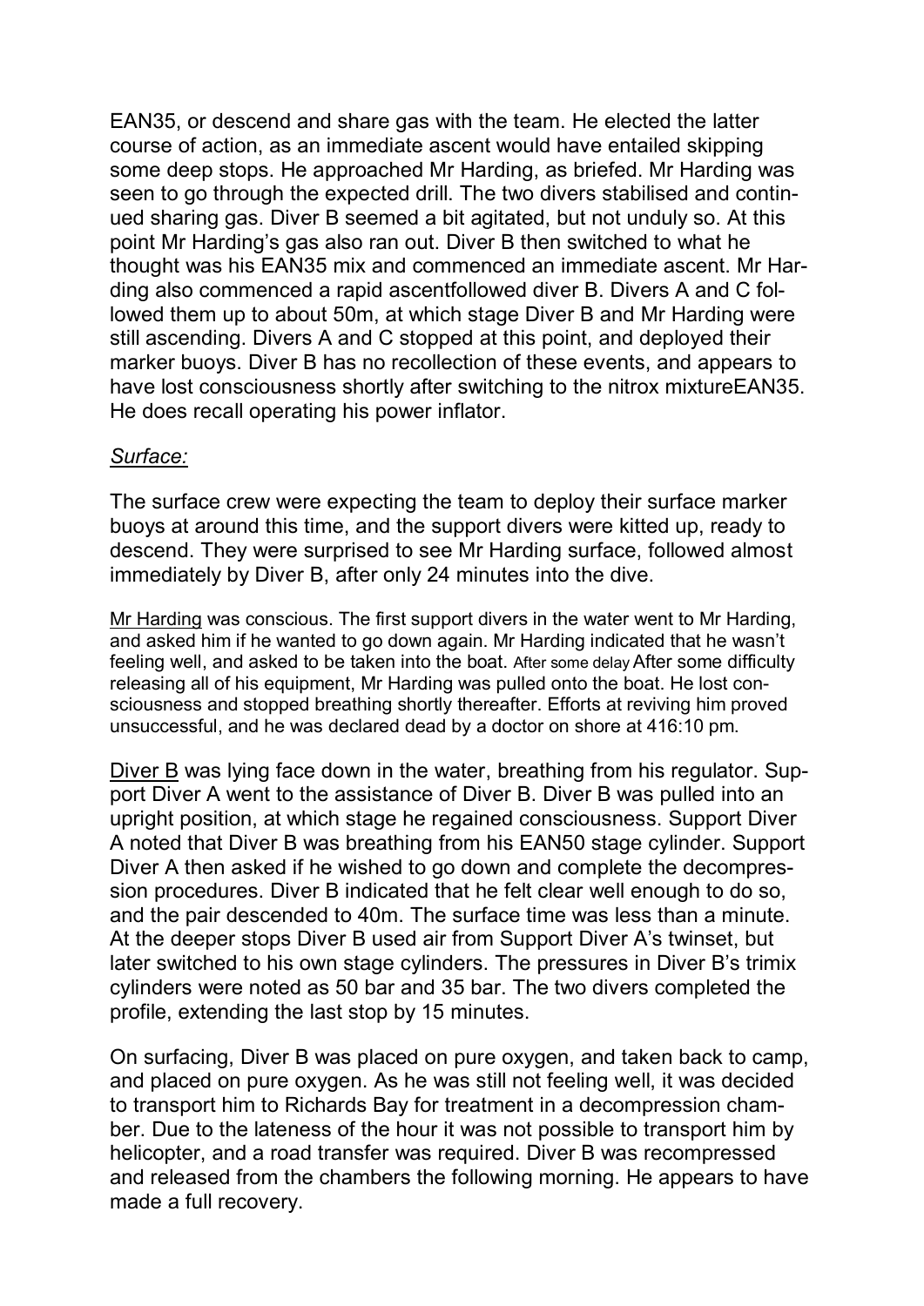EAN35, or descend and share gas with the team. He elected the latter course of action, as an immediate ascent would have entailed skipping some deep stops. He approached Mr Harding, as briefed. Mr Harding was seen to go through the expected drill. The two divers stabilised and continued sharing gas. Diver B seemed a bit agitated, but not unduly so. At this point Mr Harding's gas also ran out. Diver B then switched to what he thought was his EAN35 mix and commenced an immediate ascent. Mr Harding also commenced a rapid ascentfollowed diver B. Divers A and C followed them up to about 50m, at which stage Diver B and Mr Harding were still ascending. Divers A and C stopped at this point, and deployed their marker buoys. Diver B has no recollection of these events, and appears to have lost consciousness shortly after switching to the nitrox mixtureEAN35. He does recall operating his power inflator.

*Surface:*

The surface crew were expecting the team to deploy their surface marker buoys at around this time, and the support divers were kitted up, ready to descend. They were surprised to see Mr Harding surface, followed almost immediately by Diver B, after only 24 minutes into the dive.

Mr Harding was conscious. The first support divers in the water went to Mr Harding, and asked him if he wanted to go down again. Mr Harding indicated that he wasn't feeling well, and asked to be taken into the boat. After some delay After some difficulty releasing all of his equipment, Mr Harding was pulled onto the boat. He lost consciousness and stopped breathing shortly thereafter. Efforts at reviving him proved unsuccessful, and he was declared dead by a doctor on shore at 416:10 pm.

Diver B was lying face down in the water, breathing from his regulator. Support Diver A went to the assistance of Diver B. Diver B was pulled into an upright position, at which stage he regained consciousness. Support Diver A noted that Diver B was breathing from his EAN50 stage cylinder. Support Diver A then asked if he wished to go down and complete the decompression procedures. Diver B indicated that he felt clear well enough to do so, and the pair descended to 40m. The surface time was less than a minute. At the deeper stops Diver B used air from Support Diver A's twinset, but later switched to his own stage cylinders. The pressures in Diver B's trimix cylinders were noted as 50 bar and 35 bar. The two divers completed the profile, extending the last stop by 15 minutes.

On surfacing, Diver B was placed on pure oxygen, and taken back to camp, and placed on pure oxygen. As he was still not feeling well, it was decided to transport him to Richards Bay for treatment in a decompression chamber. Due to the lateness of the hour it was not possible to transport him by helicopter, and a road transfer was required. Diver B was recompressed and released from the chambers the following morning. He appears to have made a full recovery.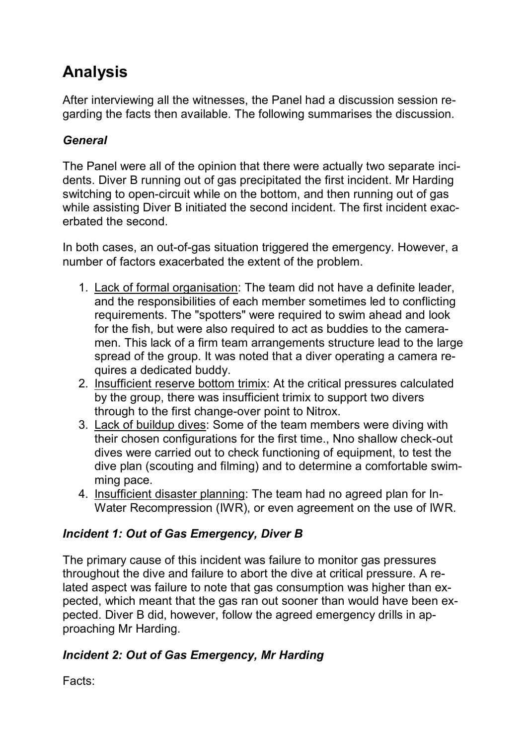# Analysis

After interviewing all the witnesses, the Panel had a discussion session regarding the facts then available. The following summarises the discussion.

### *General*

The Panel were all of the opinion that there were actually two separate incidents. Diver B running out of gas precipitated the first incident. Mr Harding switching to open-circuit while on the bottom, and then running out of gas while assisting Diver B initiated the second incident. The first incident exacerbated the second.

In both cases, an out-of-gas situation triggered the emergency. However, a number of factors exacerbated the extent of the problem.

1. Lack of formal organisation: The team did not have a definite leader, and the responsibilities of each member sometimes led to conflicting requirements. The "spotters" were required to swim ahead and look for the fish, but were also required to act as buddies to the cameramen. This lack of a firm team arrangements structure lead to the large spread of the group. It was noted that a diver operating a camera requires a dedicated buddy.
2. Insufficient reserve bottom trimix: At the critical pressures calculated by the group, there was insufficient trimix to support two divers through to the first change-over point to Nitrox.
3. Lack of buildup dives: Some of the team members were diving with their chosen configurations for the first time., Nno shallow check-out dives were carried out to check functioning of equipment, to test the dive plan (scouting and filming) and to determine a comfortable swimming pace.
4. Insufficient disaster planning: The team had no agreed plan for In-Water Recompression (IWR), or even agreement on the use of IWR.

### *Incident 1: Out of Gas Emergency, Diver B*

The primary cause of this incident was failure to monitor gas pressures throughout the dive and failure to abort the dive at critical pressure. A related aspect was failure to note that gas consumption was higher than expected, which meant that the gas ran out sooner than would have been expected. Diver B did, however, follow the agreed emergency drills in approaching Mr Harding.

### *Incident 2: Out of Gas Emergency, Mr Harding*

Facts: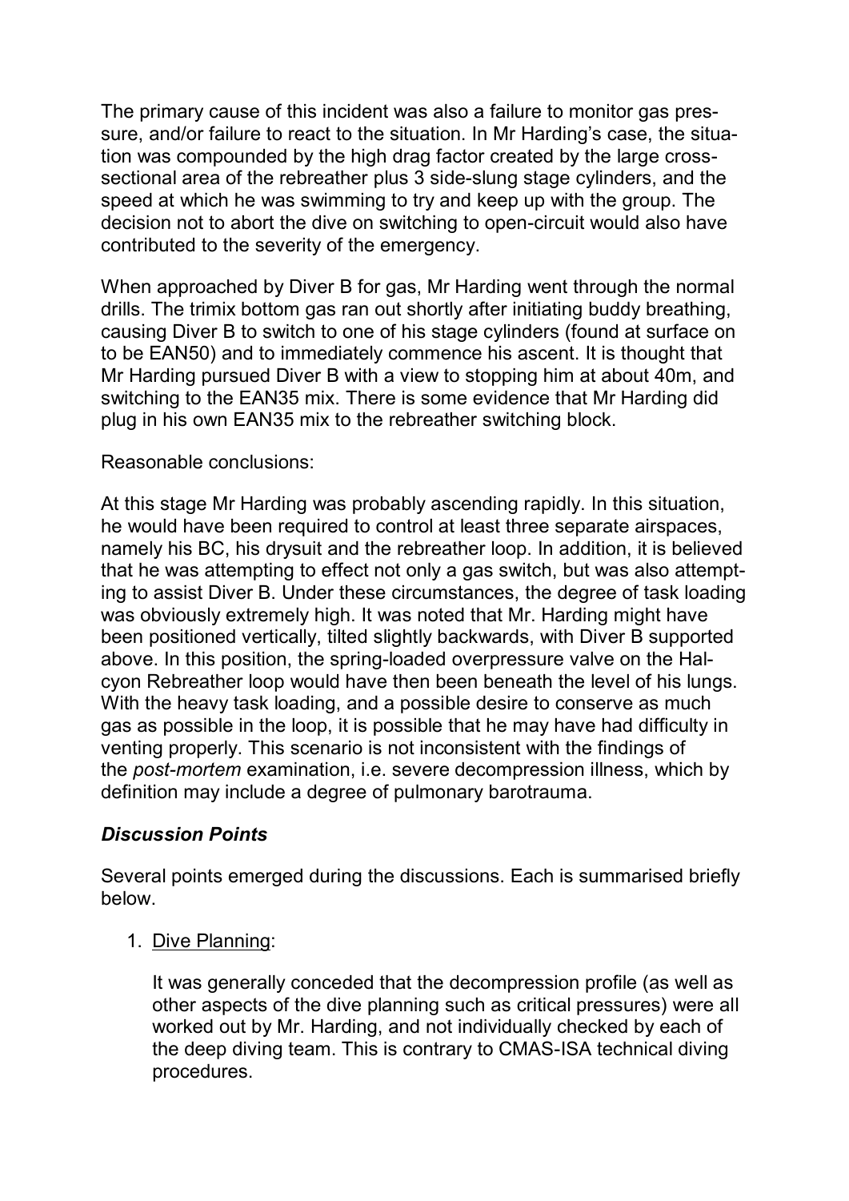The primary cause of this incident was also a failure to monitor gas pressure, and/or failure to react to the situation. In Mr Harding's case, the situation was compounded by the high drag factor created by the large cross-sectional area of the rebreather plus 3 side-slung stage cylinders, and the speed at which he was swimming to try and keep up with the group. The decision not to abort the dive on switching to open-circuit would also have contributed to the severity of the emergency.

When approached by Diver B for gas, Mr Harding went through the normal drills. The trimix bottom gas ran out shortly after initiating buddy breathing, causing Diver B to switch to one of his stage cylinders (found at surface on to be EAN50) and to immediately commence his ascent. It is thought that Mr Harding pursued Diver B with a view to stopping him at about 40m, and switching to the EAN35 mix. There is some evidence that Mr Harding did plug in his own EAN35 mix to the rebreather switching block.

Reasonable conclusions:

At this stage Mr Harding was probably ascending rapidly. In this situation, he would have been required to control at least three separate airspaces, namely his BC, his drysuit and the rebreather loop. In addition, it is believed that he was attempting to effect not only a gas switch, but was also attempting to assist Diver B. Under these circumstances, the degree of task loading was obviously extremely high. It was noted that Mr. Harding might have been positioned vertically, tilted slightly backwards, with Diver B supported above. In this position, the spring-loaded overpressure valve on the Halcyon Rebreather loop would have then been beneath the level of his lungs. With the heavy task loading, and a possible desire to conserve as much gas as possible in the loop, it is possible that he may have had difficulty in venting properly. This scenario is not inconsistent with the findings of the *post-mortem* examination, i.e. severe decompression illness, which by definition may include a degree of pulmonary barotrauma.

### *Discussion Points*

Several points emerged during the discussions. Each is summarised briefly below.

1. Dive Planning:

   It was generally conceded that the decompression profile (as well as other aspects of the dive planning such as critical pressures) were all worked out by Mr. Harding, and not individually checked by each of the deep diving team. This is contrary to CMAS-ISA technical diving procedures.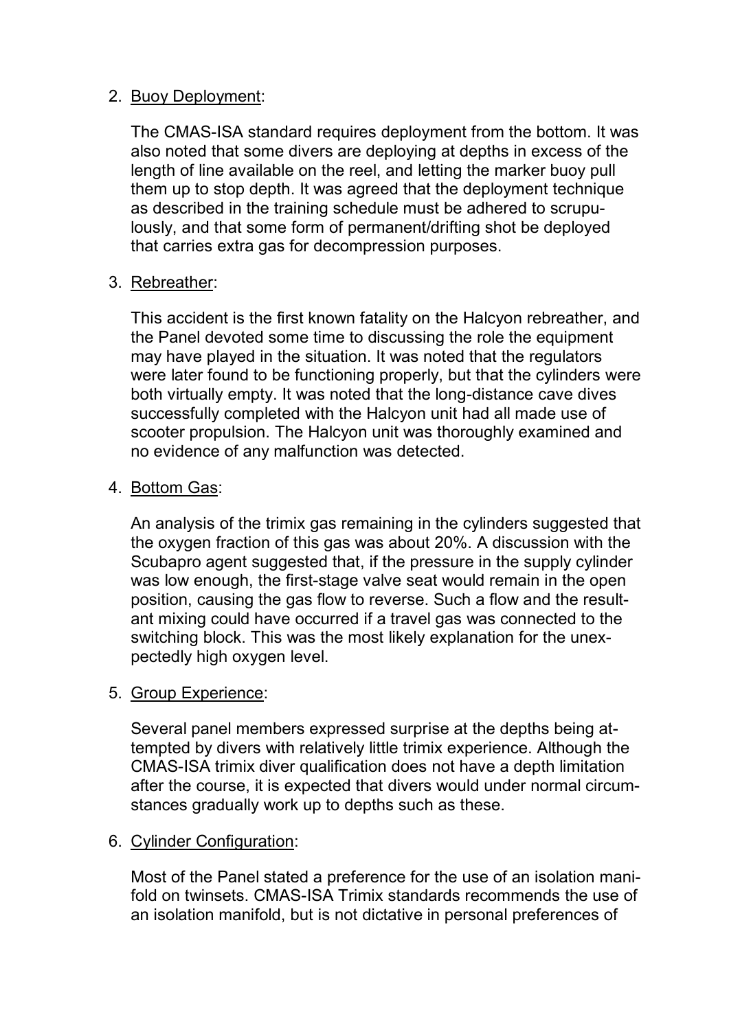2. Buoy Deployment:

   The CMAS-ISA standard requires deployment from the bottom. It was also noted that some divers are deploying at depths in excess of the length of line available on the reel, and letting the marker buoy pull them up to stop depth. It was agreed that the deployment technique as described in the training schedule must be adhered to scrupulously, and that some form of permanent/drifting shot be deployed that carries extra gas for decompression purposes.

3. Rebreather:

   This accident is the first known fatality on the Halcyon rebreather, and the Panel devoted some time to discussing the role the equipment may have played in the situation. It was noted that the regulators were later found to be functioning properly, but that the cylinders were both virtually empty. It was noted that the long-distance cave dives successfully completed with the Halcyon unit had all made use of scooter propulsion. The Halcyon unit was thoroughly examined and no evidence of any malfunction was detected.

4. Bottom Gas:

   An analysis of the trimix gas remaining in the cylinders suggested that the oxygen fraction of this gas was about 20%. A discussion with the Scubapro agent suggested that, if the pressure in the supply cylinder was low enough, the first-stage valve seat would remain in the open position, causing the gas flow to reverse. Such a flow and the resultant mixing could have occurred if a travel gas was connected to the switching block. This was the most likely explanation for the unexpectedly high oxygen level.

5. Group Experience:

   Several panel members expressed surprise at the depths being attempted by divers with relatively little trimix experience. Although the CMAS-ISA trimix diver qualification does not have a depth limitation after the course, it is expected that divers would under normal circumstances gradually work up to depths such as these.

6. Cylinder Configuration:

   Most of the Panel stated a preference for the use of an isolation manifold on twinsets. CMAS-ISA Trimix standards recommends the use of an isolation manifold, but is not dictative in personal preferences of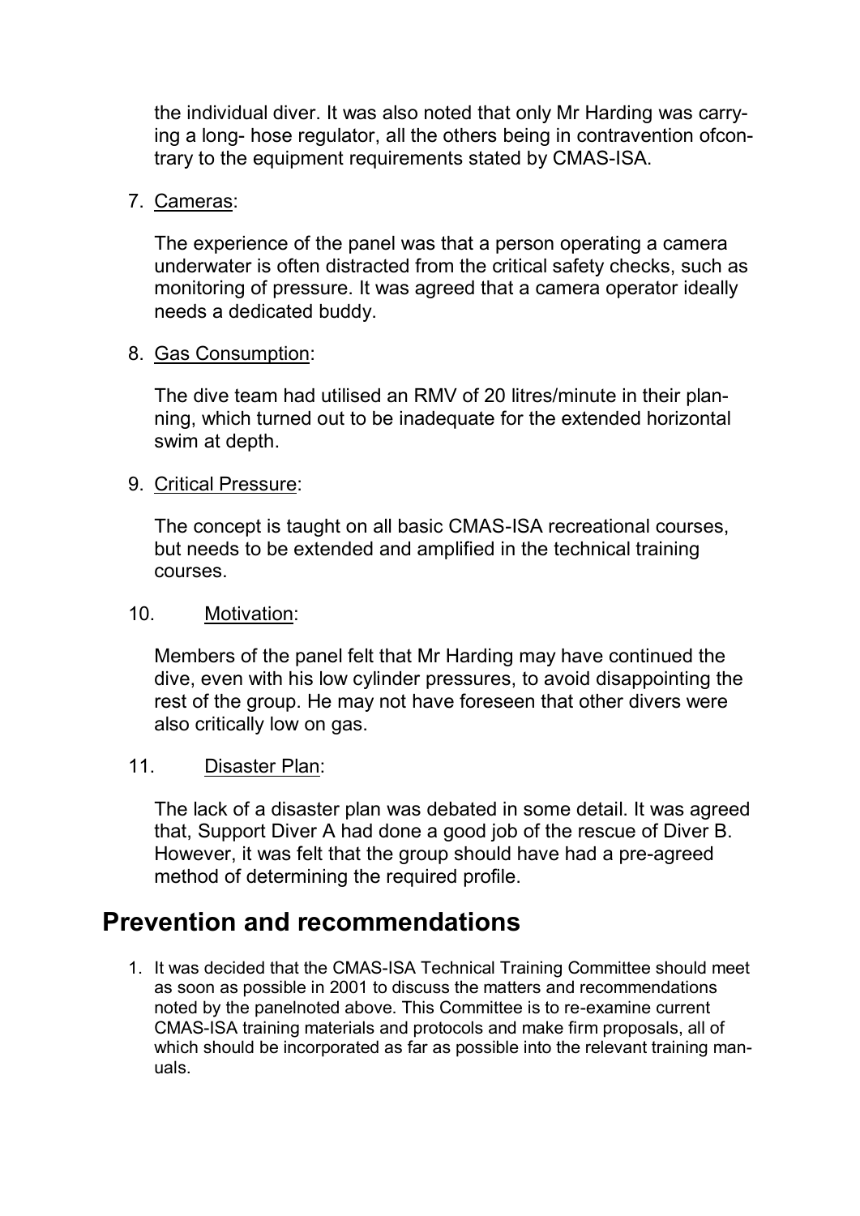the individual diver. It was also noted that only Mr Harding was carrying a long- hose regulator, all the others being in contravention ofcontrary to the equipment requirements stated by CMAS-ISA.

7. Cameras:

   The experience of the panel was that a person operating a camera underwater is often distracted from the critical safety checks, such as monitoring of pressure. It was agreed that a camera operator ideally needs a dedicated buddy.

8. Gas Consumption:

   The dive team had utilised an RMV of 20 litres/minute in their planning, which turned out to be inadequate for the extended horizontal swim at depth.

9. Critical Pressure:

   The concept is taught on all basic CMAS-ISA recreational courses, but needs to be extended and amplified in the technical training courses.

10. Motivation:

    Members of the panel felt that Mr Harding may have continued the dive, even with his low cylinder pressures, to avoid disappointing the rest of the group. He may not have foreseen that other divers were also critically low on gas.

11. Disaster Plan:

    The lack of a disaster plan was debated in some detail. It was agreed that, Support Diver A had done a good job of the rescue of Diver B. However, it was felt that the group should have had a pre-agreed method of determining the required profile.

## Prevention and recommendations

1. It was decided that the CMAS-ISA Technical Training Committee should meet as soon as possible in 2001 to discuss the matters and recommendations noted by the panelnoted above. This Committee is to re-examine current CMAS-ISA training materials and protocols and make firm proposals, all of which should be incorporated as far as possible into the relevant training manuals.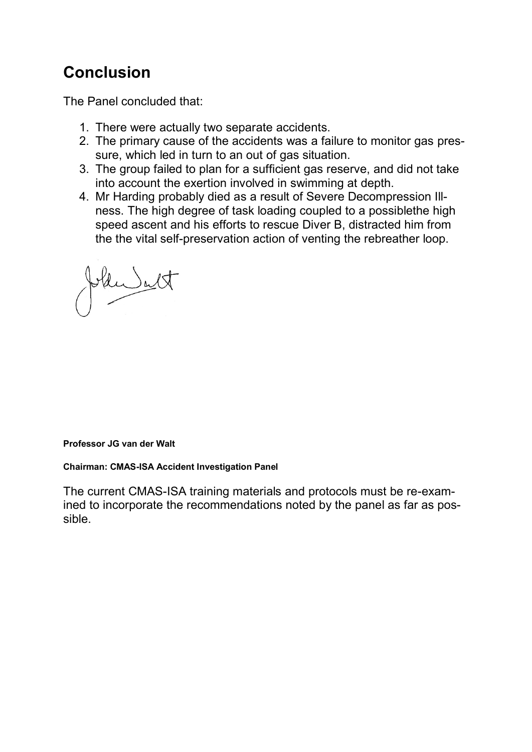## Conclusion

The Panel concluded that:

1. There were actually two separate accidents.
2. The primary cause of the accidents was a failure to monitor gas pressure, which led in turn to an out of gas situation.
3. The group failed to plan for a sufficient gas reserve, and did not take into account the exertion involved in swimming at depth.
4. Mr Harding probably died as a result of Severe Decompression Illness. The high degree of task loading coupled to a possiblethe high speed ascent and his efforts to rescue Diver B, distracted him from the the vital self-preservation action of venting the rebreather loop.

**Professor JG van der Walt**

**Chairman: CMAS-ISA Accident Investigation Panel**

The current CMAS-ISA training materials and protocols must be re-examined to incorporate the recommendations noted by the panel as far as possible.